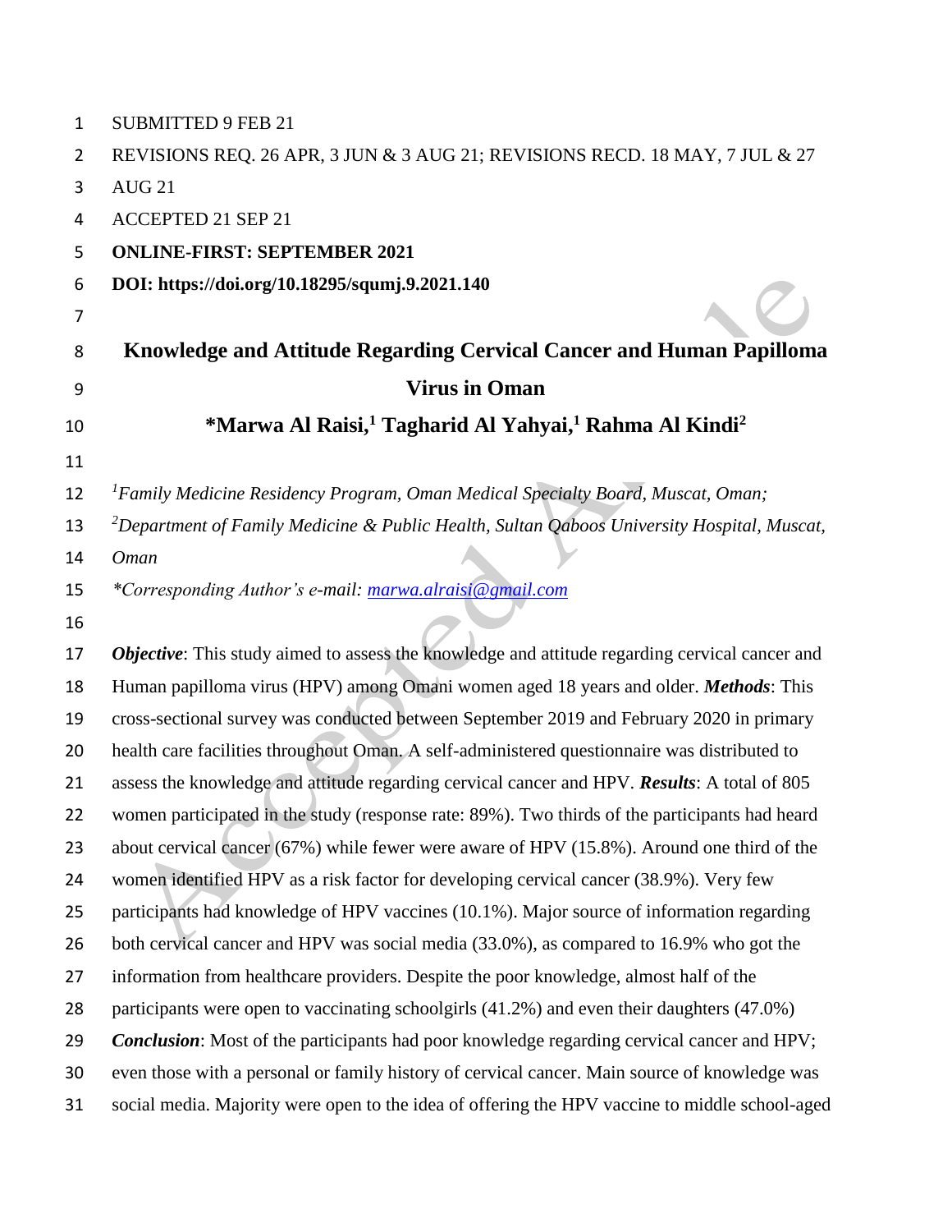SUBMITTED 9 FEB 21

REVISIONS REQ. 26 APR, 3 JUN & 3 AUG 21; REVISIONS RECD. 18 MAY, 7 JUL & 27 AUG 21

ACCEPTED 21 SEP 21

**ONLINE-FIRST: SEPTEMBER 2021**

**DOI: https://doi.org/10.18295/squmj.9.2021.140**

# Knowledge and Attitude Regarding Cervical Cancer and Human Papilloma Virus in Oman

## *Marwa Al Raisi,[1] Tagharid Al Yahyai,[1] Rahma Al Kindi[2]

[1]*Family Medicine Residency Program, Oman Medical Specialty Board, Muscat, Oman;*
[2]*Department of Family Medicine & Public Health, Sultan Qaboos University Hospital, Muscat, Oman*

**Corresponding Author's e-mail: [marwa.alraisi@gmail.com](mailto:marwa.alraisi@gmail.com)*

***Objective***: This study aimed to assess the knowledge and attitude regarding cervical cancer and Human papilloma virus (HPV) among Omani women aged 18 years and older. ***Methods***: This cross-sectional survey was conducted between September 2019 and February 2020 in primary health care facilities throughout Oman. A self-administered questionnaire was distributed to assess the knowledge and attitude regarding cervical cancer and HPV. ***Results***: A total of 805 women participated in the study (response rate: 89%). Two thirds of the participants had heard about cervical cancer (67%) while fewer were aware of HPV (15.8%). Around one third of the women identified HPV as a risk factor for developing cervical cancer (38.9%). Very few participants had knowledge of HPV vaccines (10.1%). Major source of information regarding both cervical cancer and HPV was social media (33.0%), as compared to 16.9% who got the information from healthcare providers. Despite the poor knowledge, almost half of the participants were open to vaccinating schoolgirls (41.2%) and even their daughters (47.0%) ***Conclusion***: Most of the participants had poor knowledge regarding cervical cancer and HPV; even those with a personal or family history of cervical cancer. Main source of knowledge was social media. Majority were open to the idea of offering the HPV vaccine to middle school-aged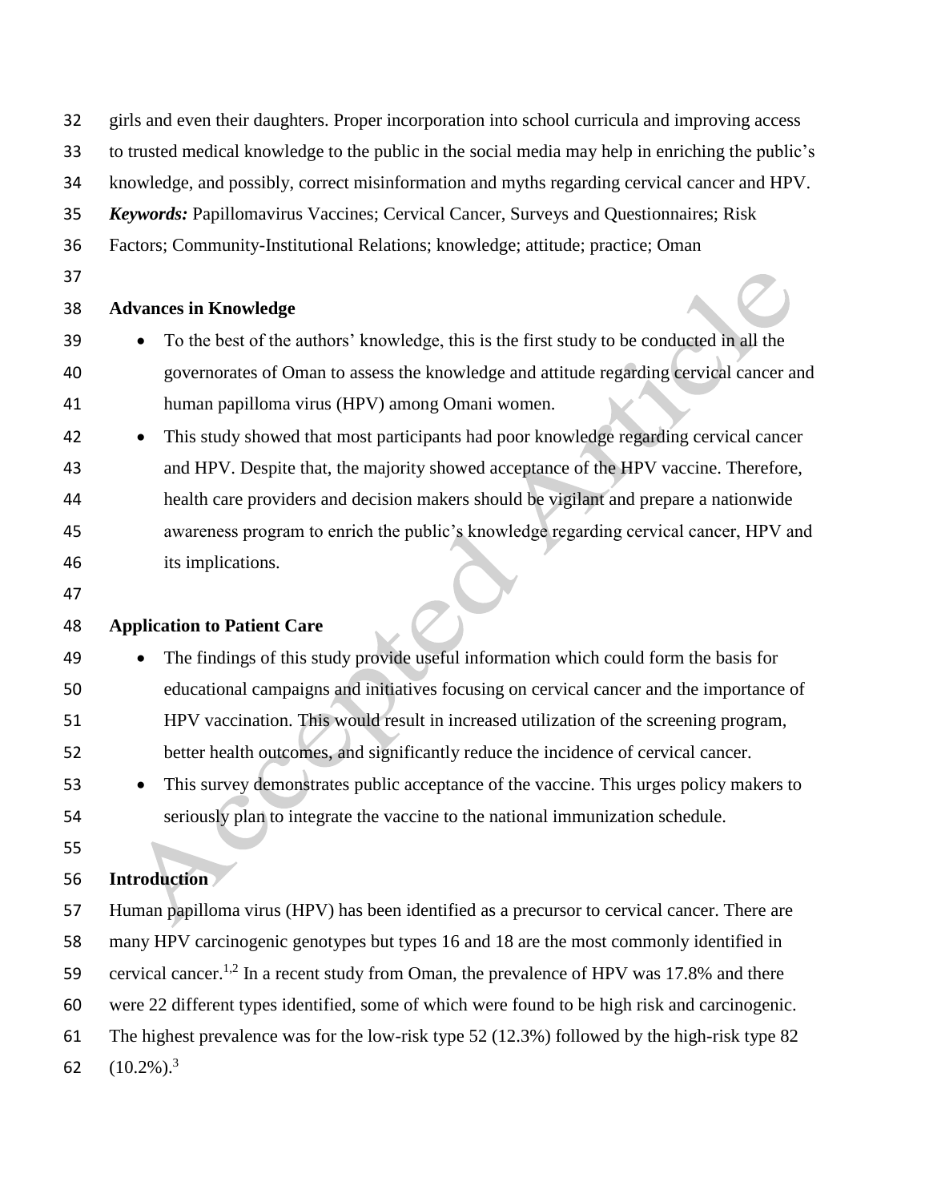girls and even their daughters. Proper incorporation into school curricula and improving access to trusted medical knowledge to the public in the social media may help in enriching the public's knowledge, and possibly, correct misinformation and myths regarding cervical cancer and HPV.

***Keywords:*** Papillomavirus Vaccines; Cervical Cancer, Surveys and Questionnaires; Risk Factors; Community-Institutional Relations; knowledge; attitude; practice; Oman

## Advances in Knowledge

- To the best of the authors' knowledge, this is the first study to be conducted in all the governorates of Oman to assess the knowledge and attitude regarding cervical cancer and human papilloma virus (HPV) among Omani women.
- This study showed that most participants had poor knowledge regarding cervical cancer and HPV. Despite that, the majority showed acceptance of the HPV vaccine. Therefore, health care providers and decision makers should be vigilant and prepare a nationwide awareness program to enrich the public's knowledge regarding cervical cancer, HPV and its implications.

## Application to Patient Care

- The findings of this study provide useful information which could form the basis for educational campaigns and initiatives focusing on cervical cancer and the importance of HPV vaccination. This would result in increased utilization of the screening program, better health outcomes, and significantly reduce the incidence of cervical cancer.
- This survey demonstrates public acceptance of the vaccine. This urges policy makers to seriously plan to integrate the vaccine to the national immunization schedule.

## Introduction

Human papilloma virus (HPV) has been identified as a precursor to cervical cancer. There are many HPV carcinogenic genotypes but types 16 and 18 are the most commonly identified in cervical cancer.[1,2] In a recent study from Oman, the prevalence of HPV was 17.8% and there were 22 different types identified, some of which were found to be high risk and carcinogenic. The highest prevalence was for the low-risk type 52 (12.3%) followed by the high-risk type 82 (10.2%).[3]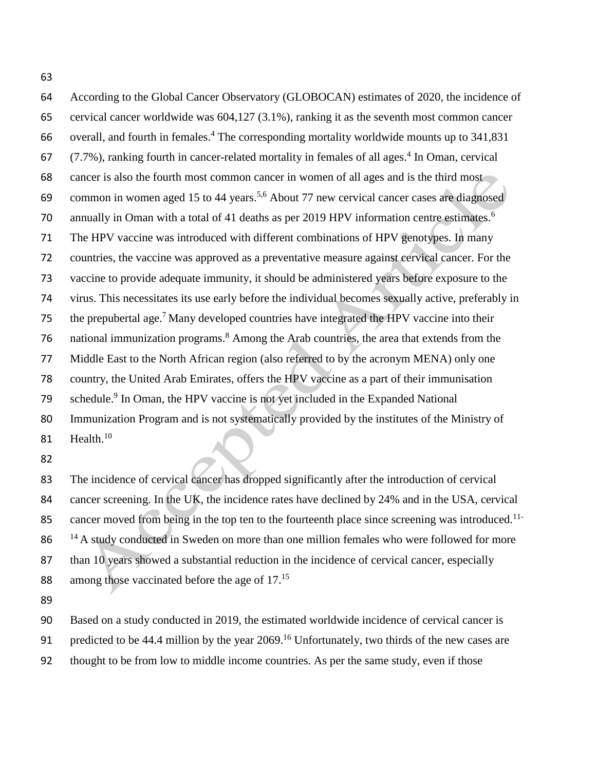According to the Global Cancer Observatory (GLOBOCAN) estimates of 2020, the incidence of cervical cancer worldwide was 604,127 (3.1%), ranking it as the seventh most common cancer overall, and fourth in females.[4] The corresponding mortality worldwide mounts up to 341,831 (7.7%), ranking fourth in cancer-related mortality in females of all ages.[4] In Oman, cervical cancer is also the fourth most common cancer in women of all ages and is the third most common in women aged 15 to 44 years.[5,6] About 77 new cervical cancer cases are diagnosed annually in Oman with a total of 41 deaths as per 2019 HPV information centre estimates.[6] The HPV vaccine was introduced with different combinations of HPV genotypes. In many countries, the vaccine was approved as a preventative measure against cervical cancer. For the vaccine to provide adequate immunity, it should be administered years before exposure to the virus. This necessitates its use early before the individual becomes sexually active, preferably in the prepubertal age.[7] Many developed countries have integrated the HPV vaccine into their national immunization programs.[8] Among the Arab countries, the area that extends from the Middle East to the North African region (also referred to by the acronym MENA) only one country, the United Arab Emirates, offers the HPV vaccine as a part of their immunisation schedule.[9] In Oman, the HPV vaccine is not yet included in the Expanded National Immunization Program and is not systematically provided by the institutes of the Ministry of Health.[10]

The incidence of cervical cancer has dropped significantly after the introduction of cervical cancer screening. In the UK, the incidence rates have declined by 24% and in the USA, cervical cancer moved from being in the top ten to the fourteenth place since screening was introduced.[11-14] A study conducted in Sweden on more than one million females who were followed for more than 10 years showed a substantial reduction in the incidence of cervical cancer, especially among those vaccinated before the age of 17.[15]

Based on a study conducted in 2019, the estimated worldwide incidence of cervical cancer is predicted to be 44.4 million by the year 2069.[16] Unfortunately, two thirds of the new cases are thought to be from low to middle income countries. As per the same study, even if those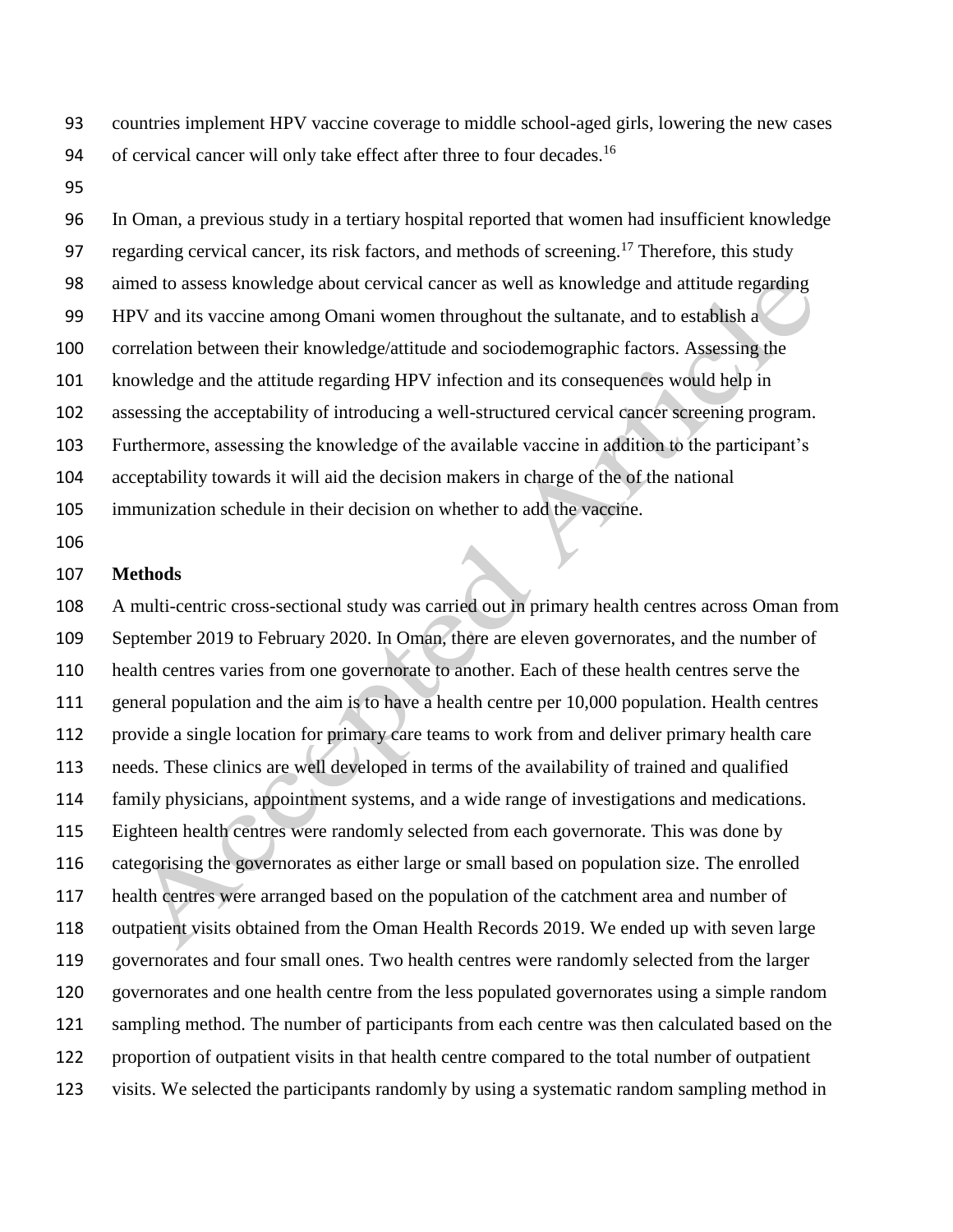countries implement HPV vaccine coverage to middle school-aged girls, lowering the new cases of cervical cancer will only take effect after three to four decades.[16]

In Oman, a previous study in a tertiary hospital reported that women had insufficient knowledge regarding cervical cancer, its risk factors, and methods of screening.[17] Therefore, this study aimed to assess knowledge about cervical cancer as well as knowledge and attitude regarding HPV and its vaccine among Omani women throughout the sultanate, and to establish a correlation between their knowledge/attitude and sociodemographic factors. Assessing the knowledge and the attitude regarding HPV infection and its consequences would help in assessing the acceptability of introducing a well-structured cervical cancer screening program. Furthermore, assessing the knowledge of the available vaccine in addition to the participant's acceptability towards it will aid the decision makers in charge of the of the national immunization schedule in their decision on whether to add the vaccine.

## Methods

A multi-centric cross-sectional study was carried out in primary health centres across Oman from September 2019 to February 2020. In Oman, there are eleven governorates, and the number of health centres varies from one governorate to another. Each of these health centres serve the general population and the aim is to have a health centre per 10,000 population. Health centres provide a single location for primary care teams to work from and deliver primary health care needs. These clinics are well developed in terms of the availability of trained and qualified family physicians, appointment systems, and a wide range of investigations and medications. Eighteen health centres were randomly selected from each governorate. This was done by categorising the governorates as either large or small based on population size. The enrolled health centres were arranged based on the population of the catchment area and number of outpatient visits obtained from the Oman Health Records 2019. We ended up with seven large governorates and four small ones. Two health centres were randomly selected from the larger governorates and one health centre from the less populated governorates using a simple random sampling method. The number of participants from each centre was then calculated based on the proportion of outpatient visits in that health centre compared to the total number of outpatient visits. We selected the participants randomly by using a systematic random sampling method in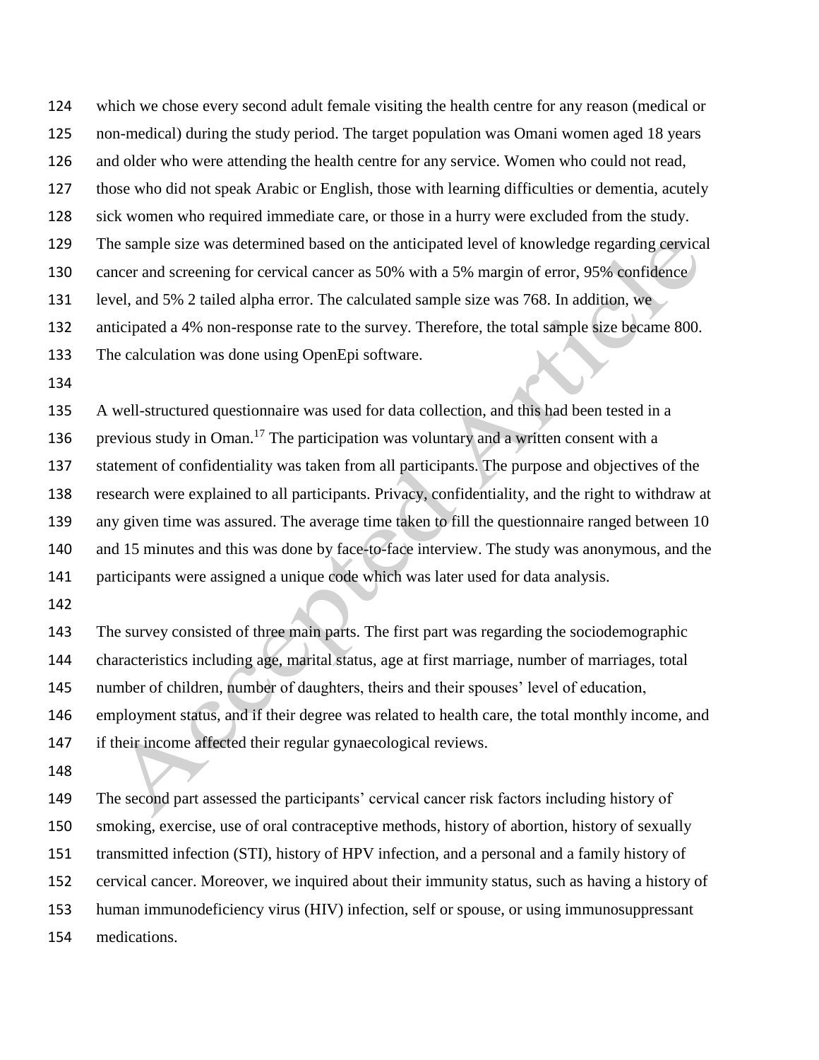which we chose every second adult female visiting the health centre for any reason (medical or non-medical) during the study period. The target population was Omani women aged 18 years and older who were attending the health centre for any service. Women who could not read, those who did not speak Arabic or English, those with learning difficulties or dementia, acutely sick women who required immediate care, or those in a hurry were excluded from the study. The sample size was determined based on the anticipated level of knowledge regarding cervical cancer and screening for cervical cancer as 50% with a 5% margin of error, 95% confidence level, and 5% 2 tailed alpha error. The calculated sample size was 768. In addition, we anticipated a 4% non-response rate to the survey. Therefore, the total sample size became 800. The calculation was done using OpenEpi software.

A well-structured questionnaire was used for data collection, and this had been tested in a previous study in Oman.[17] The participation was voluntary and a written consent with a statement of confidentiality was taken from all participants. The purpose and objectives of the research were explained to all participants. Privacy, confidentiality, and the right to withdraw at any given time was assured. The average time taken to fill the questionnaire ranged between 10 and 15 minutes and this was done by face-to-face interview. The study was anonymous, and the participants were assigned a unique code which was later used for data analysis.

The survey consisted of three main parts. The first part was regarding the sociodemographic characteristics including age, marital status, age at first marriage, number of marriages, total number of children, number of daughters, theirs and their spouses' level of education, employment status, and if their degree was related to health care, the total monthly income, and if their income affected their regular gynaecological reviews.

The second part assessed the participants' cervical cancer risk factors including history of smoking, exercise, use of oral contraceptive methods, history of abortion, history of sexually transmitted infection (STI), history of HPV infection, and a personal and a family history of cervical cancer. Moreover, we inquired about their immunity status, such as having a history of human immunodeficiency virus (HIV) infection, self or spouse, or using immunosuppressant medications.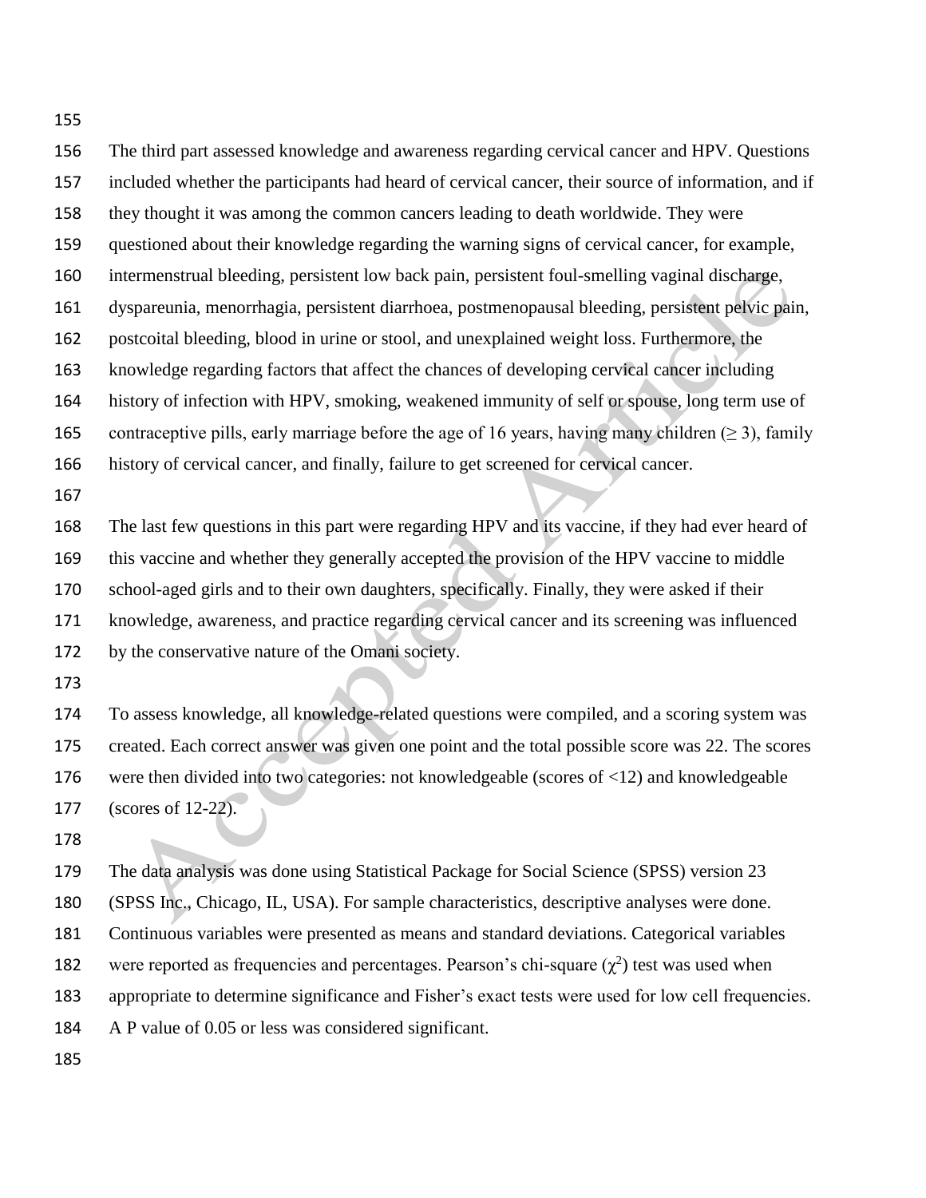The third part assessed knowledge and awareness regarding cervical cancer and HPV. Questions included whether the participants had heard of cervical cancer, their source of information, and if they thought it was among the common cancers leading to death worldwide. They were questioned about their knowledge regarding the warning signs of cervical cancer, for example, intermenstrual bleeding, persistent low back pain, persistent foul-smelling vaginal discharge, dyspareunia, menorrhagia, persistent diarrhoea, postmenopausal bleeding, persistent pelvic pain, postcoital bleeding, blood in urine or stool, and unexplained weight loss. Furthermore, the knowledge regarding factors that affect the chances of developing cervical cancer including history of infection with HPV, smoking, weakened immunity of self or spouse, long term use of contraceptive pills, early marriage before the age of 16 years, having many children ($\geq 3$), family history of cervical cancer, and finally, failure to get screened for cervical cancer.

The last few questions in this part were regarding HPV and its vaccine, if they had ever heard of this vaccine and whether they generally accepted the provision of the HPV vaccine to middle school-aged girls and to their own daughters, specifically. Finally, they were asked if their knowledge, awareness, and practice regarding cervical cancer and its screening was influenced by the conservative nature of the Omani society.

To assess knowledge, all knowledge-related questions were compiled, and a scoring system was created. Each correct answer was given one point and the total possible score was 22. The scores were then divided into two categories: not knowledgeable (scores of <12) and knowledgeable (scores of 12-22).

The data analysis was done using Statistical Package for Social Science (SPSS) version 23 (SPSS Inc., Chicago, IL, USA). For sample characteristics, descriptive analyses were done. Continuous variables were presented as means and standard deviations. Categorical variables were reported as frequencies and percentages. Pearson's chi-square ($\chi^2$) test was used when appropriate to determine significance and Fisher's exact tests were used for low cell frequencies. A P value of 0.05 or less was considered significant.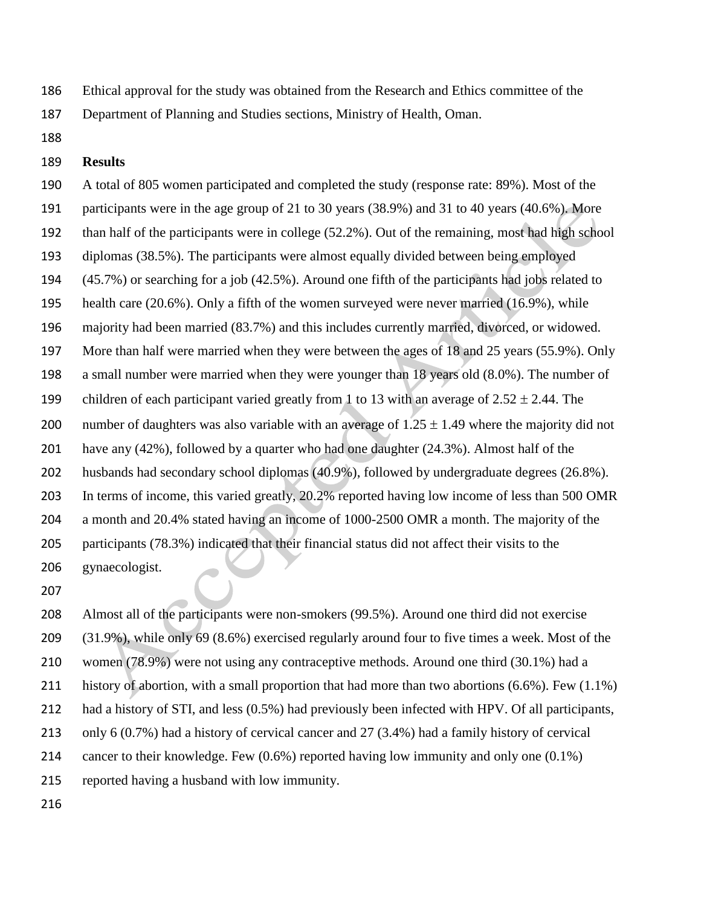Ethical approval for the study was obtained from the Research and Ethics committee of the Department of Planning and Studies sections, Ministry of Health, Oman.

## Results

A total of 805 women participated and completed the study (response rate: 89%). Most of the participants were in the age group of 21 to 30 years (38.9%) and 31 to 40 years (40.6%). More than half of the participants were in college (52.2%). Out of the remaining, most had high school diplomas (38.5%). The participants were almost equally divided between being employed (45.7%) or searching for a job (42.5%). Around one fifth of the participants had jobs related to health care (20.6%). Only a fifth of the women surveyed were never married (16.9%), while majority had been married (83.7%) and this includes currently married, divorced, or widowed. More than half were married when they were between the ages of 18 and 25 years (55.9%). Only a small number were married when they were younger than 18 years old (8.0%). The number of children of each participant varied greatly from 1 to 13 with an average of $2.52 \pm 2.44$. The number of daughters was also variable with an average of $1.25 \pm 1.49$ where the majority did not have any (42%), followed by a quarter who had one daughter (24.3%). Almost half of the husbands had secondary school diplomas (40.9%), followed by undergraduate degrees (26.8%). In terms of income, this varied greatly, 20.2% reported having low income of less than 500 OMR a month and 20.4% stated having an income of 1000-2500 OMR a month. The majority of the participants (78.3%) indicated that their financial status did not affect their visits to the gynaecologist.

Almost all of the participants were non-smokers (99.5%). Around one third did not exercise (31.9%), while only 69 (8.6%) exercised regularly around four to five times a week. Most of the women (78.9%) were not using any contraceptive methods. Around one third (30.1%) had a history of abortion, with a small proportion that had more than two abortions (6.6%). Few (1.1%) had a history of STI, and less (0.5%) had previously been infected with HPV. Of all participants, only 6 (0.7%) had a history of cervical cancer and 27 (3.4%) had a family history of cervical cancer to their knowledge. Few (0.6%) reported having low immunity and only one (0.1%) reported having a husband with low immunity.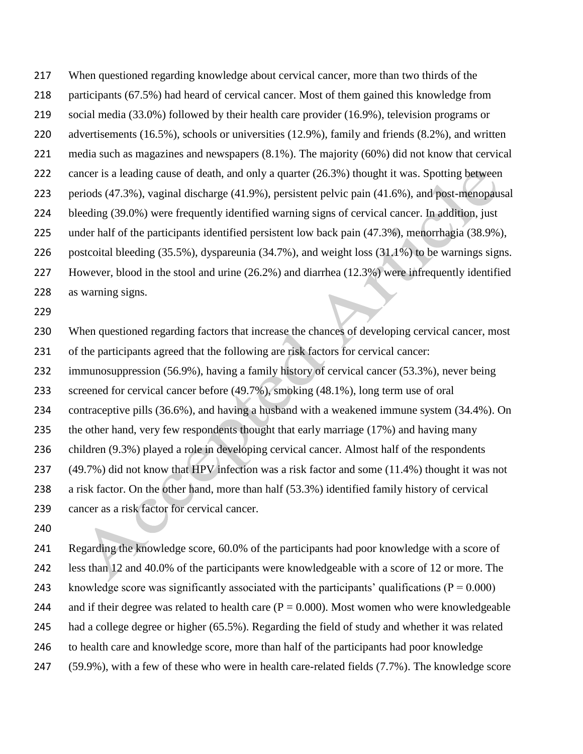When questioned regarding knowledge about cervical cancer, more than two thirds of the participants (67.5%) had heard of cervical cancer. Most of them gained this knowledge from social media (33.0%) followed by their health care provider (16.9%), television programs or advertisements (16.5%), schools or universities (12.9%), family and friends (8.2%), and written media such as magazines and newspapers (8.1%). The majority (60%) did not know that cervical cancer is a leading cause of death, and only a quarter (26.3%) thought it was. Spotting between periods (47.3%), vaginal discharge (41.9%), persistent pelvic pain (41.6%), and post-menopausal bleeding (39.0%) were frequently identified warning signs of cervical cancer. In addition, just under half of the participants identified persistent low back pain (47.3%), menorrhagia (38.9%), postcoital bleeding (35.5%), dyspareunia (34.7%), and weight loss (31.1%) to be warnings signs. However, blood in the stool and urine (26.2%) and diarrhea (12.3%) were infrequently identified as warning signs.

When questioned regarding factors that increase the chances of developing cervical cancer, most of the participants agreed that the following are risk factors for cervical cancer: immunosuppression (56.9%), having a family history of cervical cancer (53.3%), never being screened for cervical cancer before (49.7%), smoking (48.1%), long term use of oral contraceptive pills (36.6%), and having a husband with a weakened immune system (34.4%). On the other hand, very few respondents thought that early marriage (17%) and having many children (9.3%) played a role in developing cervical cancer. Almost half of the respondents (49.7%) did not know that HPV infection was a risk factor and some (11.4%) thought it was not a risk factor. On the other hand, more than half (53.3%) identified family history of cervical cancer as a risk factor for cervical cancer.

Regarding the knowledge score, 60.0% of the participants had poor knowledge with a score of less than 12 and 40.0% of the participants were knowledgeable with a score of 12 or more. The knowledge score was significantly associated with the participants' qualifications ($P = 0.000$) and if their degree was related to health care ($P = 0.000$). Most women who were knowledgeable had a college degree or higher (65.5%). Regarding the field of study and whether it was related to health care and knowledge score, more than half of the participants had poor knowledge (59.9%), with a few of these who were in health care-related fields (7.7%). The knowledge score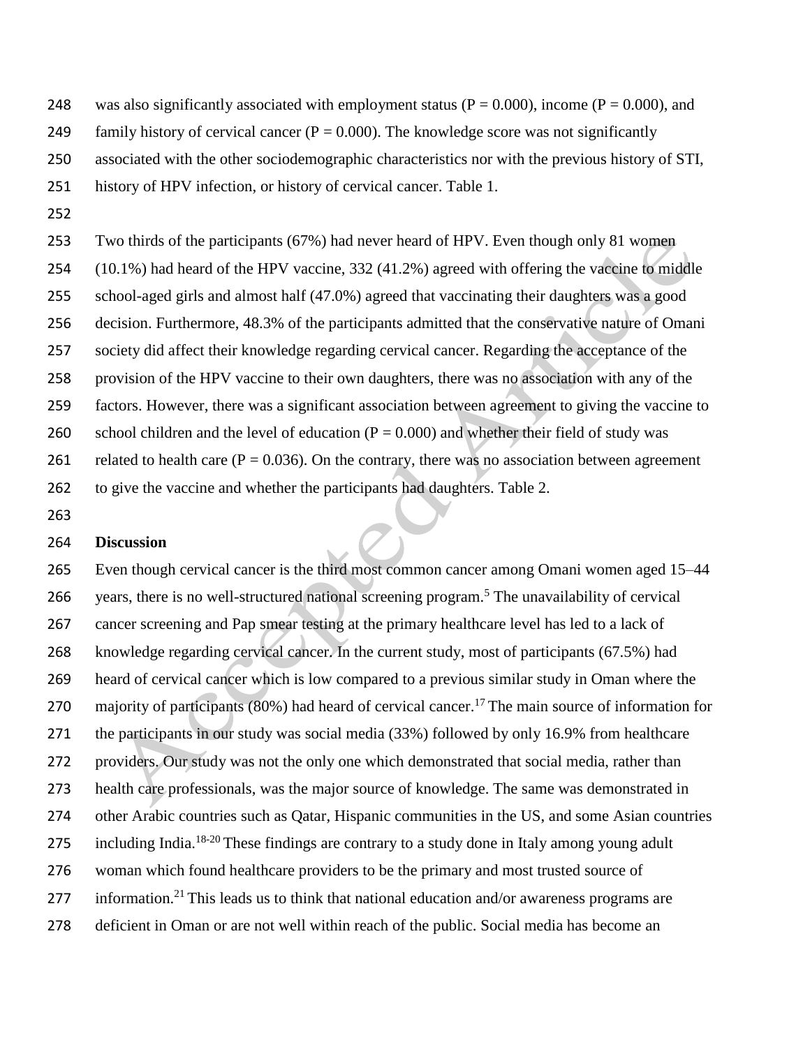was also significantly associated with employment status (P = 0.000), income (P = 0.000), and family history of cervical cancer (P = 0.000). The knowledge score was not significantly associated with the other sociodemographic characteristics nor with the previous history of STI, history of HPV infection, or history of cervical cancer. Table 1.

Two thirds of the participants (67%) had never heard of HPV. Even though only 81 women (10.1%) had heard of the HPV vaccine, 332 (41.2%) agreed with offering the vaccine to middle school-aged girls and almost half (47.0%) agreed that vaccinating their daughters was a good decision. Furthermore, 48.3% of the participants admitted that the conservative nature of Omani society did affect their knowledge regarding cervical cancer. Regarding the acceptance of the provision of the HPV vaccine to their own daughters, there was no association with any of the factors. However, there was a significant association between agreement to giving the vaccine to school children and the level of education (P = 0.000) and whether their field of study was related to health care (P = 0.036). On the contrary, there was no association between agreement to give the vaccine and whether the participants had daughters. Table 2.

## Discussion

Even though cervical cancer is the third most common cancer among Omani women aged 15–44 years, there is no well-structured national screening program.[5] The unavailability of cervical cancer screening and Pap smear testing at the primary healthcare level has led to a lack of knowledge regarding cervical cancer. In the current study, most of participants (67.5%) had heard of cervical cancer which is low compared to a previous similar study in Oman where the majority of participants (80%) had heard of cervical cancer.[17] The main source of information for the participants in our study was social media (33%) followed by only 16.9% from healthcare providers. Our study was not the only one which demonstrated that social media, rather than health care professionals, was the major source of knowledge. The same was demonstrated in other Arabic countries such as Qatar, Hispanic communities in the US, and some Asian countries including India.[18-20] These findings are contrary to a study done in Italy among young adult woman which found healthcare providers to be the primary and most trusted source of information.[21] This leads us to think that national education and/or awareness programs are deficient in Oman or are not well within reach of the public. Social media has become an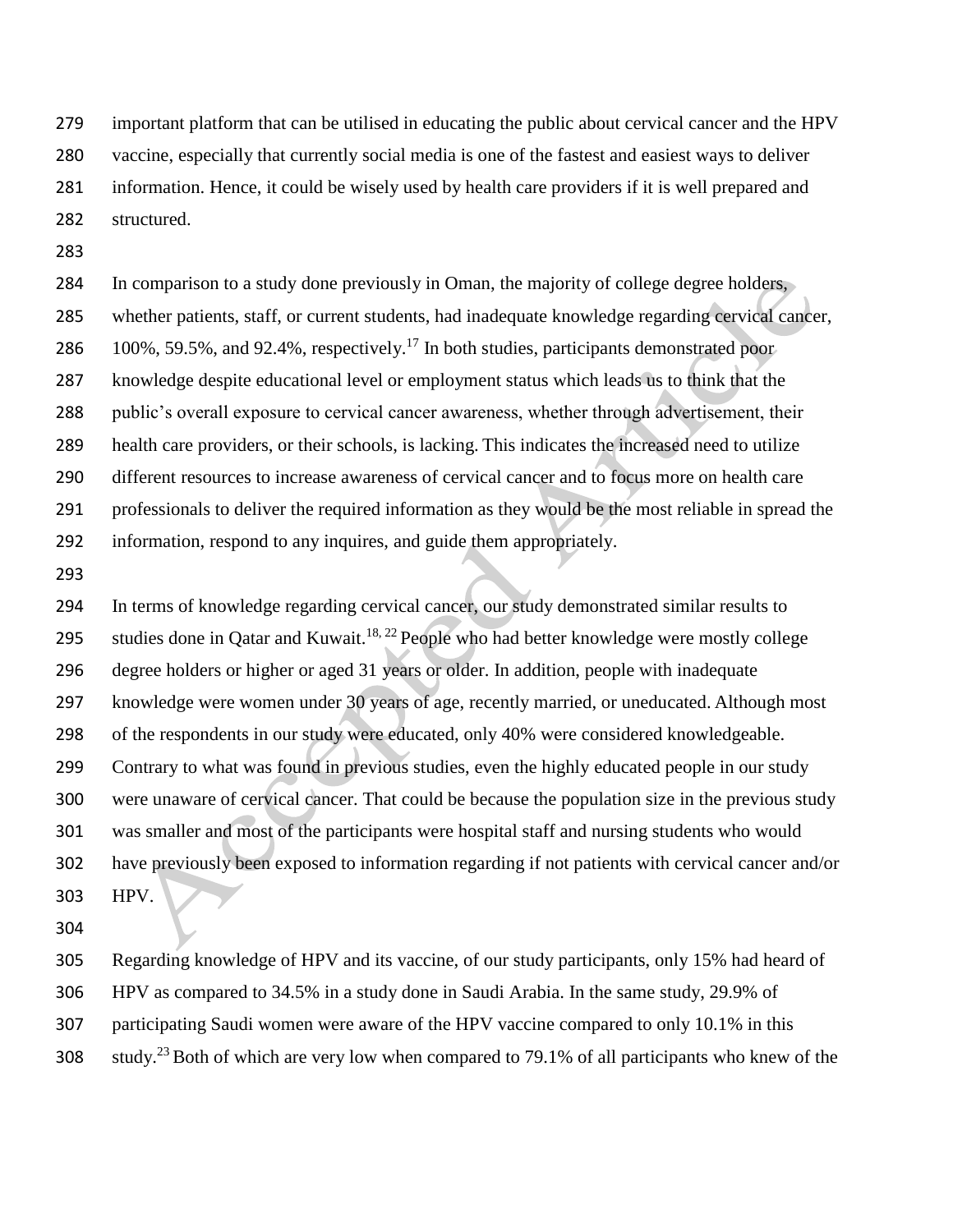important platform that can be utilised in educating the public about cervical cancer and the HPV vaccine, especially that currently social media is one of the fastest and easiest ways to deliver information. Hence, it could be wisely used by health care providers if it is well prepared and structured.

In comparison to a study done previously in Oman, the majority of college degree holders, whether patients, staff, or current students, had inadequate knowledge regarding cervical cancer, 100%, 59.5%, and 92.4%, respectively.[17] In both studies, participants demonstrated poor knowledge despite educational level or employment status which leads us to think that the public's overall exposure to cervical cancer awareness, whether through advertisement, their health care providers, or their schools, is lacking. This indicates the increased need to utilize different resources to increase awareness of cervical cancer and to focus more on health care professionals to deliver the required information as they would be the most reliable in spread the information, respond to any inquires, and guide them appropriately.

In terms of knowledge regarding cervical cancer, our study demonstrated similar results to studies done in Qatar and Kuwait.[18, 22] People who had better knowledge were mostly college degree holders or higher or aged 31 years or older. In addition, people with inadequate knowledge were women under 30 years of age, recently married, or uneducated. Although most of the respondents in our study were educated, only 40% were considered knowledgeable. Contrary to what was found in previous studies, even the highly educated people in our study were unaware of cervical cancer. That could be because the population size in the previous study was smaller and most of the participants were hospital staff and nursing students who would have previously been exposed to information regarding if not patients with cervical cancer and/or HPV.

Regarding knowledge of HPV and its vaccine, of our study participants, only 15% had heard of HPV as compared to 34.5% in a study done in Saudi Arabia. In the same study, 29.9% of participating Saudi women were aware of the HPV vaccine compared to only 10.1% in this study.[23] Both of which are very low when compared to 79.1% of all participants who knew of the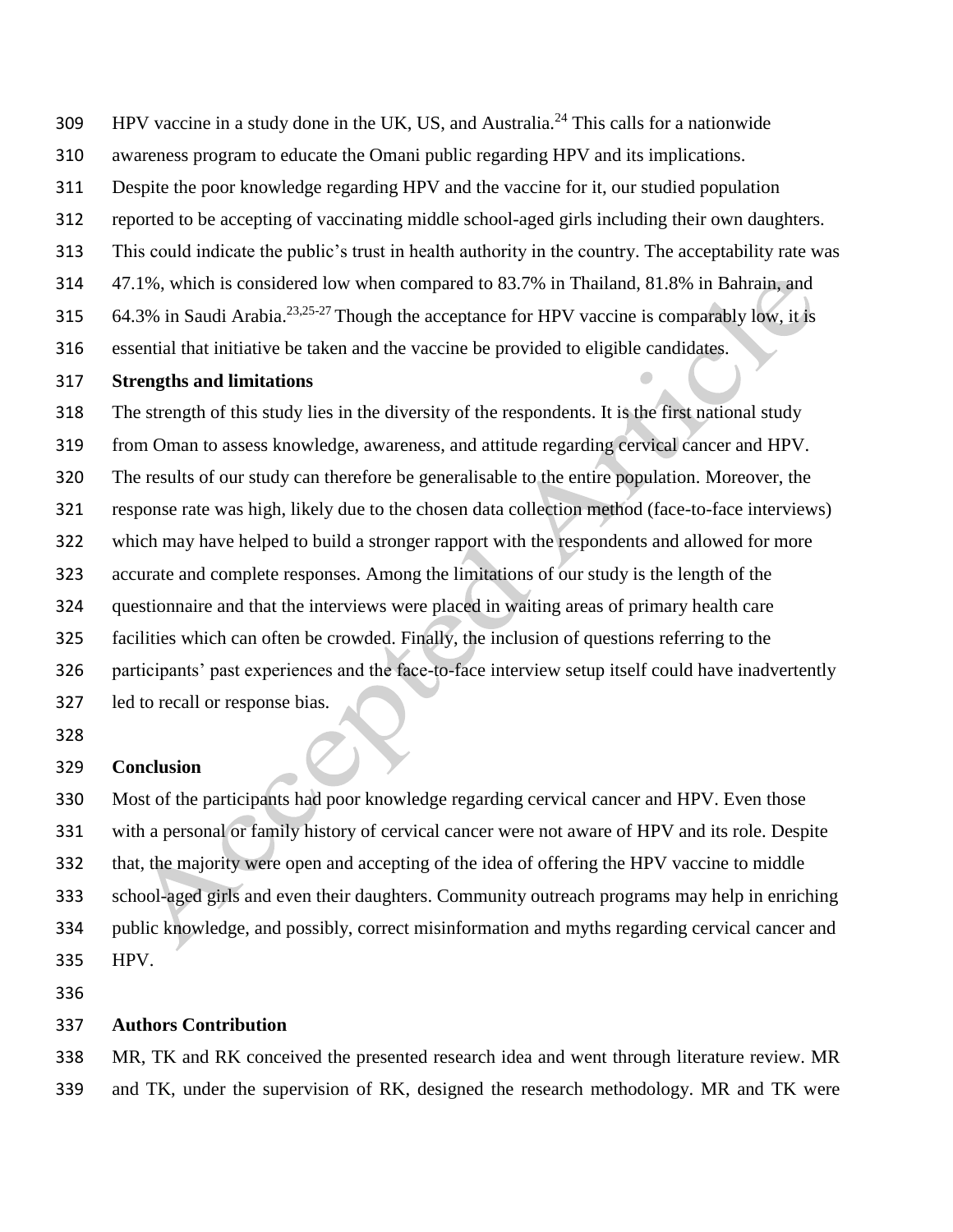HPV vaccine in a study done in the UK, US, and Australia.[24] This calls for a nationwide awareness program to educate the Omani public regarding HPV and its implications. Despite the poor knowledge regarding HPV and the vaccine for it, our studied population reported to be accepting of vaccinating middle school-aged girls including their own daughters. This could indicate the public's trust in health authority in the country. The acceptability rate was 47.1%, which is considered low when compared to 83.7% in Thailand, 81.8% in Bahrain, and 64.3% in Saudi Arabia.[23,25-27] Though the acceptance for HPV vaccine is comparably low, it is essential that initiative be taken and the vaccine be provided to eligible candidates.

**Strengths and limitations**

The strength of this study lies in the diversity of the respondents. It is the first national study from Oman to assess knowledge, awareness, and attitude regarding cervical cancer and HPV. The results of our study can therefore be generalisable to the entire population. Moreover, the response rate was high, likely due to the chosen data collection method (face-to-face interviews) which may have helped to build a stronger rapport with the respondents and allowed for more accurate and complete responses. Among the limitations of our study is the length of the questionnaire and that the interviews were placed in waiting areas of primary health care facilities which can often be crowded. Finally, the inclusion of questions referring to the participants' past experiences and the face-to-face interview setup itself could have inadvertently led to recall or response bias.

## Conclusion

Most of the participants had poor knowledge regarding cervical cancer and HPV. Even those with a personal or family history of cervical cancer were not aware of HPV and its role. Despite that, the majority were open and accepting of the idea of offering the HPV vaccine to middle school-aged girls and even their daughters. Community outreach programs may help in enriching public knowledge, and possibly, correct misinformation and myths regarding cervical cancer and HPV.

## Authors Contribution

MR, TK and RK conceived the presented research idea and went through literature review. MR and TK, under the supervision of RK, designed the research methodology. MR and TK were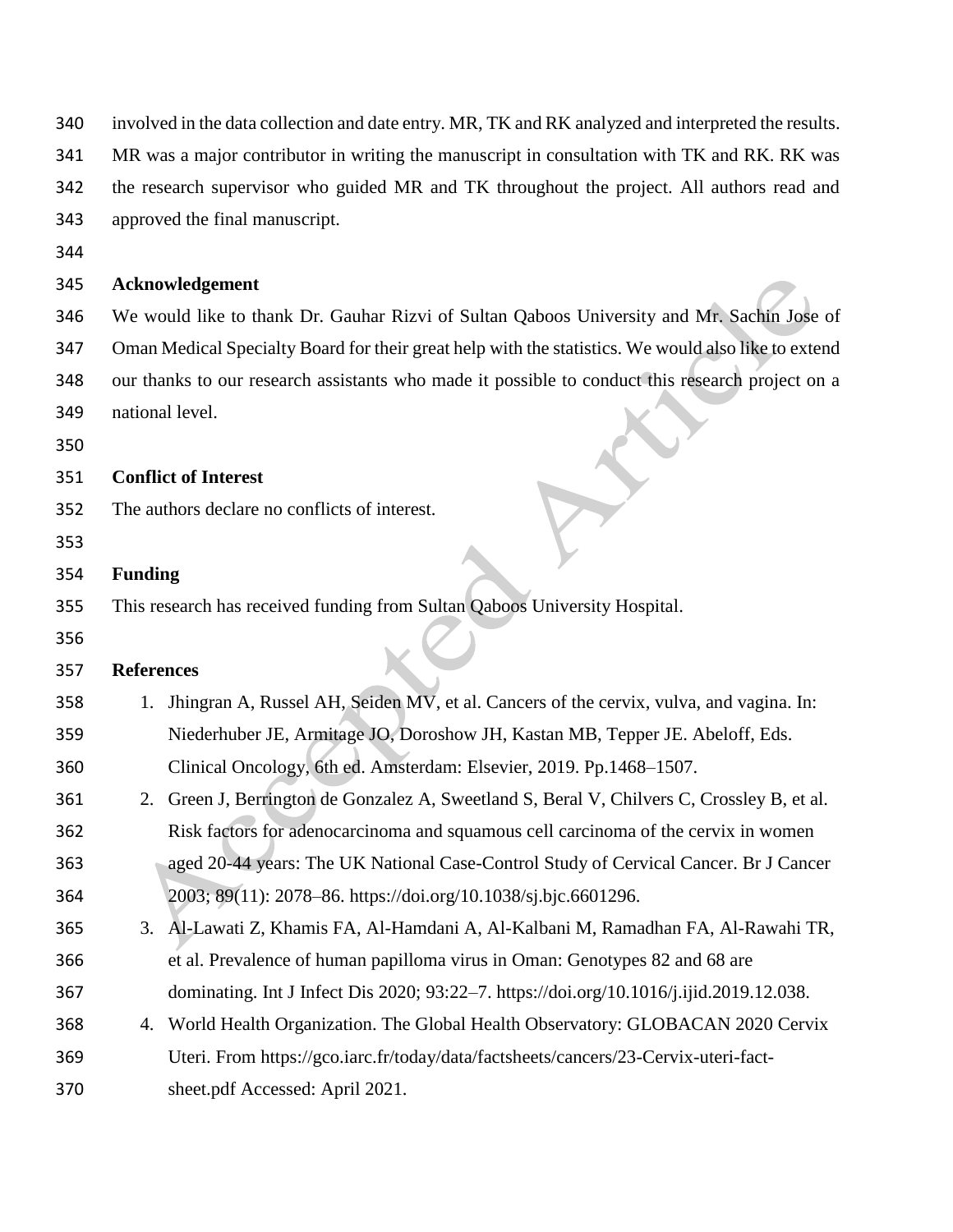involved in the data collection and date entry. MR, TK and RK analyzed and interpreted the results. MR was a major contributor in writing the manuscript in consultation with TK and RK. RK was the research supervisor who guided MR and TK throughout the project. All authors read and approved the final manuscript.

## Acknowledgement

We would like to thank Dr. Gauhar Rizvi of Sultan Qaboos University and Mr. Sachin Jose of Oman Medical Specialty Board for their great help with the statistics. We would also like to extend our thanks to our research assistants who made it possible to conduct this research project on a national level.

## Conflict of Interest

The authors declare no conflicts of interest.

## Funding

This research has received funding from Sultan Qaboos University Hospital.

## References

1. Jhingran A, Russel AH, Seiden MV, et al. Cancers of the cervix, vulva, and vagina. In: Niederhuber JE, Armitage JO, Doroshow JH, Kastan MB, Tepper JE. Abeloff, Eds. Clinical Oncology, 6th ed. Amsterdam: Elsevier, 2019. Pp.1468–1507.
2. Green J, Berrington de Gonzalez A, Sweetland S, Beral V, Chilvers C, Crossley B, et al. Risk factors for adenocarcinoma and squamous cell carcinoma of the cervix in women aged 20-44 years: The UK National Case-Control Study of Cervical Cancer. Br J Cancer 2003; 89(11): 2078–86. https://doi.org/10.1038/sj.bjc.6601296.
3. Al-Lawati Z, Khamis FA, Al-Hamdani A, Al-Kalbani M, Ramadhan FA, Al-Rawahi TR, et al. Prevalence of human papilloma virus in Oman: Genotypes 82 and 68 are dominating. Int J Infect Dis 2020; 93:22–7. https://doi.org/10.1016/j.ijid.2019.12.038.
4. World Health Organization. The Global Health Observatory: GLOBACAN 2020 Cervix Uteri. From https://gco.iarc.fr/today/data/factsheets/cancers/23-Cervix-uteri-fact-sheet.pdf Accessed: April 2021.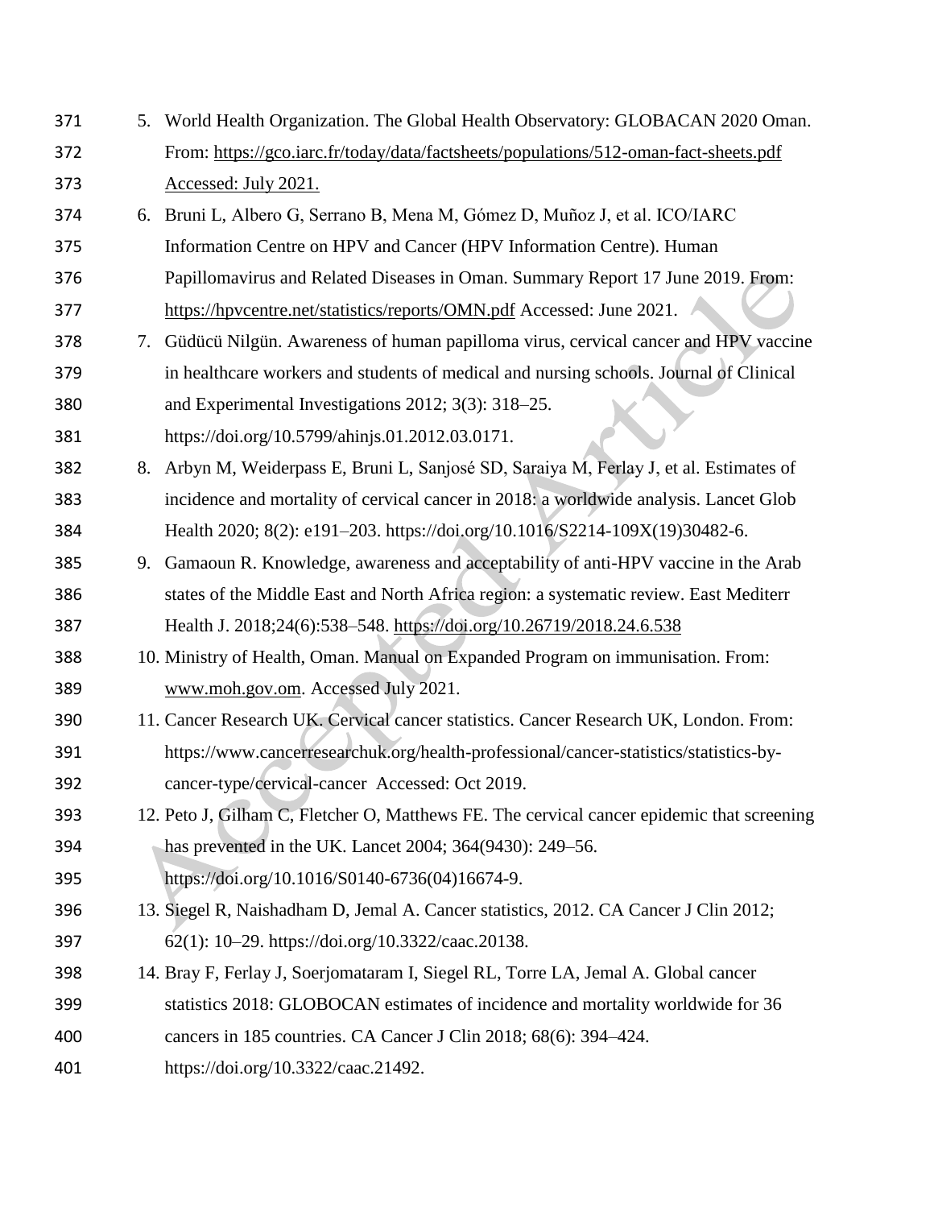5. World Health Organization. The Global Health Observatory: GLOBACAN 2020 Oman. From: https://gco.iarc.fr/today/data/factsheets/populations/512-oman-fact-sheets.pdf Accessed: July 2021.
6. Bruni L, Albero G, Serrano B, Mena M, Gómez D, Muñoz J, et al. ICO/IARC Information Centre on HPV and Cancer (HPV Information Centre). Human Papillomavirus and Related Diseases in Oman. Summary Report 17 June 2019. From: https://hpvcentre.net/statistics/reports/OMN.pdf Accessed: June 2021.
7. Güdücü Nilgün. Awareness of human papilloma virus, cervical cancer and HPV vaccine in healthcare workers and students of medical and nursing schools. Journal of Clinical and Experimental Investigations 2012; 3(3): 318–25. https://doi.org/10.5799/ahinjs.01.2012.03.0171.
8. Arbyn M, Weiderpass E, Bruni L, Sanjosé SD, Saraiya M, Ferlay J, et al. Estimates of incidence and mortality of cervical cancer in 2018: a worldwide analysis. Lancet Glob Health 2020; 8(2): e191–203. https://doi.org/10.1016/S2214-109X(19)30482-6.
9. Gamaoun R. Knowledge, awareness and acceptability of anti-HPV vaccine in the Arab states of the Middle East and North Africa region: a systematic review. East Mediterr Health J. 2018;24(6):538–548. https://doi.org/10.26719/2018.24.6.538
10. Ministry of Health, Oman. Manual on Expanded Program on immunisation. From: www.moh.gov.om. Accessed July 2021.
11. Cancer Research UK. Cervical cancer statistics. Cancer Research UK, London. From: https://www.cancerresearchuk.org/health-professional/cancer-statistics/statistics-by-cancer-type/cervical-cancer Accessed: Oct 2019.
12. Peto J, Gilham C, Fletcher O, Matthews FE. The cervical cancer epidemic that screening has prevented in the UK. Lancet 2004; 364(9430): 249–56. https://doi.org/10.1016/S0140-6736(04)16674-9.
13. Siegel R, Naishadham D, Jemal A. Cancer statistics, 2012. CA Cancer J Clin 2012; 62(1): 10–29. https://doi.org/10.3322/caac.20138.
14. Bray F, Ferlay J, Soerjomataram I, Siegel RL, Torre LA, Jemal A. Global cancer statistics 2018: GLOBOCAN estimates of incidence and mortality worldwide for 36 cancers in 185 countries. CA Cancer J Clin 2018; 68(6): 394–424. https://doi.org/10.3322/caac.21492.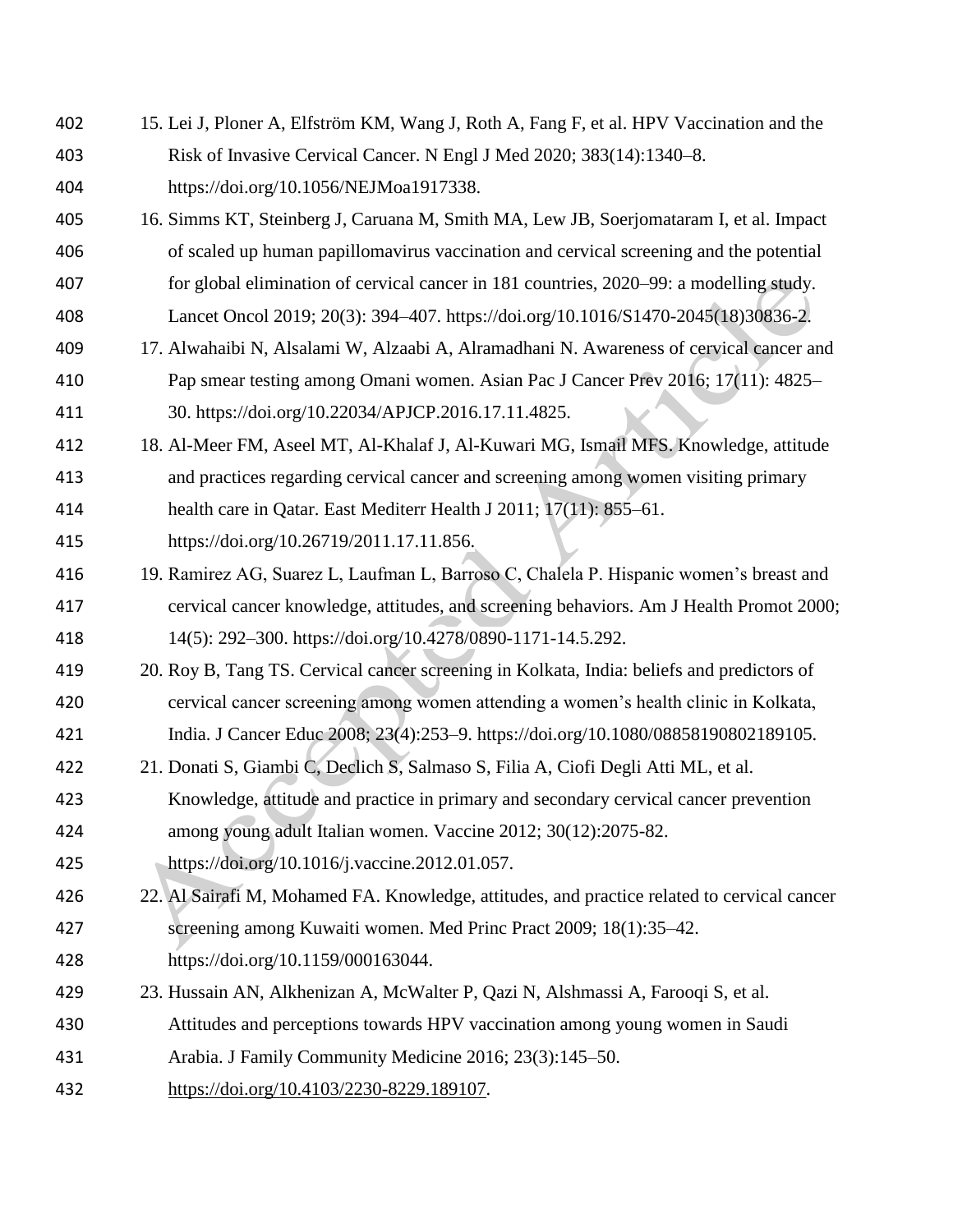15. Lei J, Ploner A, Elfström KM, Wang J, Roth A, Fang F, et al. HPV Vaccination and the Risk of Invasive Cervical Cancer. N Engl J Med 2020; 383(14):1340–8. https://doi.org/10.1056/NEJMoa1917338.
16. Simms KT, Steinberg J, Caruana M, Smith MA, Lew JB, Soerjomataram I, et al. Impact of scaled up human papillomavirus vaccination and cervical screening and the potential for global elimination of cervical cancer in 181 countries, 2020–99: a modelling study. Lancet Oncol 2019; 20(3): 394–407. https://doi.org/10.1016/S1470-2045(18)30836-2.
17. Alwahaibi N, Alsalami W, Alzaabi A, Alramadhani N. Awareness of cervical cancer and Pap smear testing among Omani women. Asian Pac J Cancer Prev 2016; 17(11): 4825–30. https://doi.org/10.22034/APJCP.2016.17.11.4825.
18. Al-Meer FM, Aseel MT, Al-Khalaf J, Al-Kuwari MG, Ismail MFS. Knowledge, attitude and practices regarding cervical cancer and screening among women visiting primary health care in Qatar. East Mediterr Health J 2011; 17(11): 855–61. https://doi.org/10.26719/2011.17.11.856.
19. Ramirez AG, Suarez L, Laufman L, Barroso C, Chalela P. Hispanic women's breast and cervical cancer knowledge, attitudes, and screening behaviors. Am J Health Promot 2000; 14(5): 292–300. https://doi.org/10.4278/0890-1171-14.5.292.
20. Roy B, Tang TS. Cervical cancer screening in Kolkata, India: beliefs and predictors of cervical cancer screening among women attending a women's health clinic in Kolkata, India. J Cancer Educ 2008; 23(4):253–9. https://doi.org/10.1080/08858190802189105.
21. Donati S, Giambi C, Declich S, Salmaso S, Filia A, Ciofi Degli Atti ML, et al. Knowledge, attitude and practice in primary and secondary cervical cancer prevention among young adult Italian women. Vaccine 2012; 30(12):2075-82. https://doi.org/10.1016/j.vaccine.2012.01.057.
22. Al Sairafi M, Mohamed FA. Knowledge, attitudes, and practice related to cervical cancer screening among Kuwaiti women. Med Princ Pract 2009; 18(1):35–42. https://doi.org/10.1159/000163044.
23. Hussain AN, Alkhenizan A, McWalter P, Qazi N, Alshmassi A, Farooqi S, et al. Attitudes and perceptions towards HPV vaccination among young women in Saudi Arabia. J Family Community Medicine 2016; 23(3):145–50. https://doi.org/10.4103/2230-8229.189107.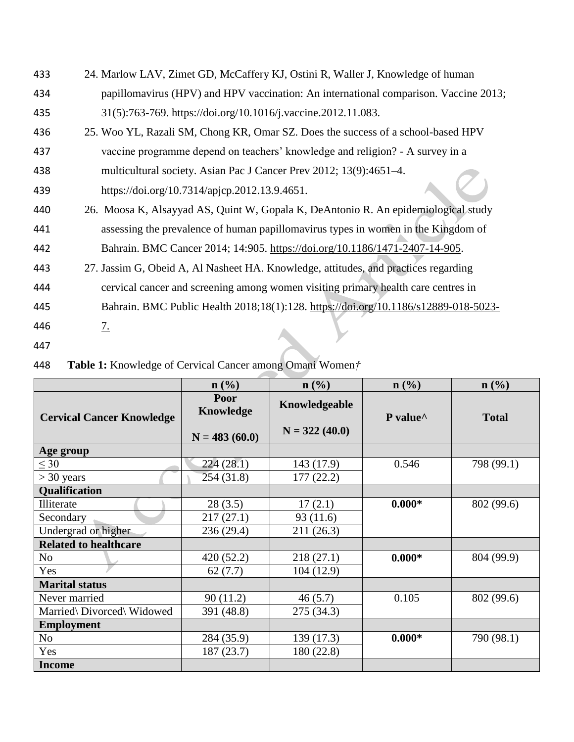24. Marlow LAV, Zimet GD, McCaffery KJ, Ostini R, Waller J, Knowledge of human papillomavirus (HPV) and HPV vaccination: An international comparison. Vaccine 2013; 31(5):763-769. https://doi.org/10.1016/j.vaccine.2012.11.083.
25. Woo YL, Razali SM, Chong KR, Omar SZ. Does the success of a school-based HPV vaccine programme depend on teachers' knowledge and religion? - A survey in a multicultural society. Asian Pac J Cancer Prev 2012; 13(9):4651–4. https://doi.org/10.7314/apjcp.2012.13.9.4651.
26. Moosa K, Alsayyad AS, Quint W, Gopala K, DeAntonio R. An epidemiological study assessing the prevalence of human papillomavirus types in women in the Kingdom of Bahrain. BMC Cancer 2014; 14:905. https://doi.org/10.1186/1471-2407-14-905.
27. Jassim G, Obeid A, Al Nasheet HA. Knowledge, attitudes, and practices regarding cervical cancer and screening among women visiting primary health care centres in Bahrain. BMC Public Health 2018;18(1):128. https://doi.org/10.1186/s12889-018-5023-7.

**Table 1:** Knowledge of Cervical Cancer among Omani Women†

| | n (%) | n (%) | n (%) | n (%) |
|---|---|---|---|---|
| **Cervical Cancer Knowledge** | **Poor Knowledge** N = 483 (60.0) | **Knowledgeable** N = 322 (40.0) | **P value^** | **Total** |
| **Age group** | | | | |
| ≤ 30 | 224 (28.1) | 143 (17.9) | 0.546 | 798 (99.1) |
| > 30 years | 254 (31.8) | 177 (22.2) | | |
| **Qualification** | | | | |
| Illiterate | 28 (3.5) | 17 (2.1) | **0.000*** | 802 (99.6) |
| Secondary | 217 (27.1) | 93 (11.6) | | |
| Undergrad or higher | 236 (29.4) | 211 (26.3) | | |
| **Related to healthcare** | | | | |
| No | 420 (52.2) | 218 (27.1) | **0.000*** | 804 (99.9) |
| Yes | 62 (7.7) | 104 (12.9) | | |
| **Marital status** | | | | |
| Never married | 90 (11.2) | 46 (5.7) | 0.105 | 802 (99.6) |
| Married\ Divorced\ Widowed | 391 (48.8) | 275 (34.3) | | |
| **Employment** | | | | |
| No | 284 (35.9) | 139 (17.3) | **0.000*** | 790 (98.1) |
| Yes | 187 (23.7) | 180 (22.8) | | |
| **Income** | | | | |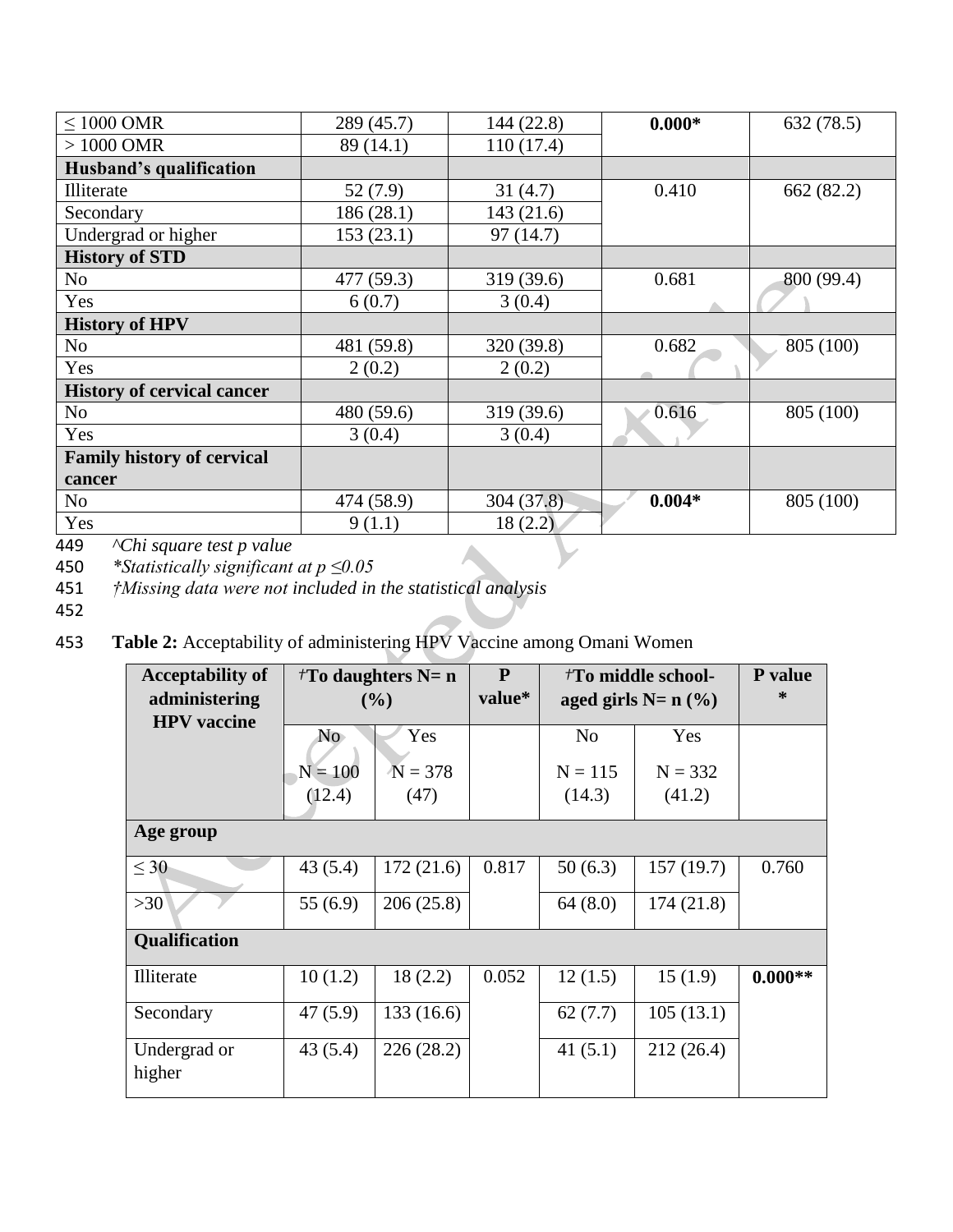| ≤ 1000 OMR | 289 (45.7) | 144 (22.8) | **0.000*** | 632 (78.5) |
|---|---|---|---|---|
| > 1000 OMR | 89 (14.1) | 110 (17.4) | | |
| **Husband's qualification** | | | | |
| Illiterate | 52 (7.9) | 31 (4.7) | 0.410 | 662 (82.2) |
| Secondary | 186 (28.1) | 143 (21.6) | | |
| Undergrad or higher | 153 (23.1) | 97 (14.7) | | |
| **History of STD** | | | | |
| No | 477 (59.3) | 319 (39.6) | 0.681 | 800 (99.4) |
| Yes | 6 (0.7) | 3 (0.4) | | |
| **History of HPV** | | | | |
| No | 481 (59.8) | 320 (39.8) | 0.682 | 805 (100) |
| Yes | 2 (0.2) | 2 (0.2) | | |
| **History of cervical cancer** | | | | |
| No | 480 (59.6) | 319 (39.6) | 0.616 | 805 (100) |
| Yes | 3 (0.4) | 3 (0.4) | | |
| **Family history of cervical cancer** | | | | |
| No | 474 (58.9) | 304 (37.8) | **0.004*** | 805 (100) |
| Yes | 9 (1.1) | 18 (2.2) | | |

*^Chi square test p value*

*\*Statistically significant at p ≤0.05*

*†Missing data were not included in the statistical analysis*

**Table 2:** Acceptability of administering HPV Vaccine among Omani Women

| **Acceptability of administering HPV vaccine** | **†To daughters N= n (%)** | | **P value*** | **†To middle school-aged girls N= n (%)** | | **P value *** |
|---|---|---|---|---|---|---|
| | No N = 100 (12.4) | Yes N = 378 (47) | | No N = 115 (14.3) | Yes N = 332 (41.2) | |
| **Age group** | | | | | | |
| ≤ 30 | 43 (5.4) | 172 (21.6) | 0.817 | 50 (6.3) | 157 (19.7) | 0.760 |
| >30 | 55 (6.9) | 206 (25.8) | | 64 (8.0) | 174 (21.8) | |
| **Qualification** | | | | | | |
| Illiterate | 10 (1.2) | 18 (2.2) | 0.052 | 12 (1.5) | 15 (1.9) | **0.000**** |
| Secondary | 47 (5.9) | 133 (16.6) | | 62 (7.7) | 105 (13.1) | |
| Undergrad or higher | 43 (5.4) | 226 (28.2) | | 41 (5.1) | 212 (26.4) | |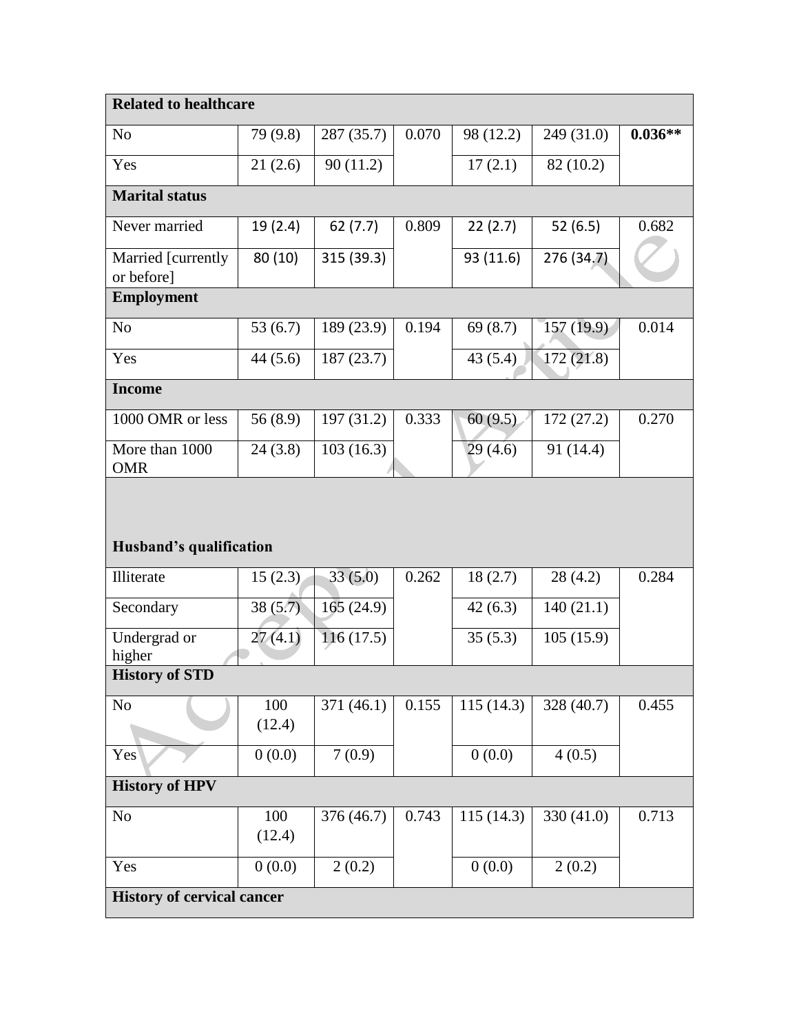| **Related to healthcare** | | | | | | |
|---|---|---|---|---|---|---|
| No | 79 (9.8) | 287 (35.7) | 0.070 | 98 (12.2) | 249 (31.0) | **0.036**** |
| Yes | 21 (2.6) | 90 (11.2) | | 17 (2.1) | 82 (10.2) | |
| **Marital status** | | | | | | |
| Never married | 19 (2.4) | 62 (7.7) | 0.809 | 22 (2.7) | 52 (6.5) | 0.682 |
| Married [currently or before] | 80 (10) | 315 (39.3) | | 93 (11.6) | 276 (34.7) | |
| **Employment** | | | | | | |
| No | 53 (6.7) | 189 (23.9) | 0.194 | 69 (8.7) | 157 (19.9) | 0.014 |
| Yes | 44 (5.6) | 187 (23.7) | | 43 (5.4) | 172 (21.8) | |
| **Income** | | | | | | |
| 1000 OMR or less | 56 (8.9) | 197 (31.2) | 0.333 | 60 (9.5) | 172 (27.2) | 0.270 |
| More than 1000 OMR | 24 (3.8) | 103 (16.3) | | 29 (4.6) | 91 (14.4) | |
| **Husband's qualification** | | | | | | |
| Illiterate | 15 (2.3) | 33 (5.0) | 0.262 | 18 (2.7) | 28 (4.2) | 0.284 |
| Secondary | 38 (5.7) | 165 (24.9) | | 42 (6.3) | 140 (21.1) | |
| Undergrad or higher | 27 (4.1) | 116 (17.5) | | 35 (5.3) | 105 (15.9) | |
| **History of STD** | | | | | | |
| No | 100 (12.4) | 371 (46.1) | 0.155 | 115 (14.3) | 328 (40.7) | 0.455 |
| Yes | 0 (0.0) | 7 (0.9) | | 0 (0.0) | 4 (0.5) | |
| **History of HPV** | | | | | | |
| No | 100 (12.4) | 376 (46.7) | 0.743 | 115 (14.3) | 330 (41.0) | 0.713 |
| Yes | 0 (0.0) | 2 (0.2) | | 0 (0.0) | 2 (0.2) | |
| **History of cervical cancer** | | | | | | |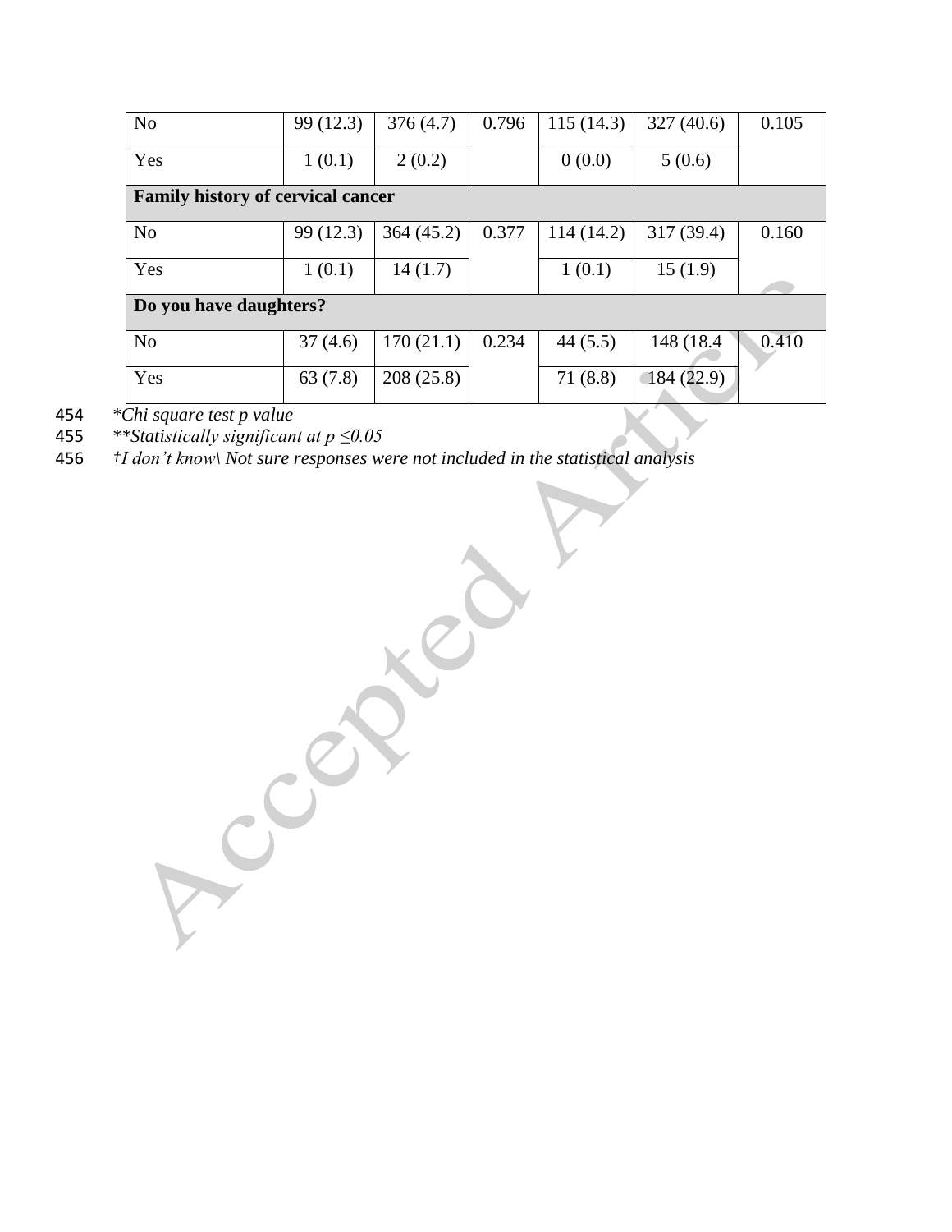| | | | | | | |
|---|---|---|---|---|---|---|
| No | 99 (12.3) | 376 (4.7) | 0.796 | 115 (14.3) | 327 (40.6) | 0.105 |
| Yes | 1 (0.1) | 2 (0.2) | | 0 (0.0) | 5 (0.6) | |
| **Family history of cervical cancer** | | | | | | |
| No | 99 (12.3) | 364 (45.2) | 0.377 | 114 (14.2) | 317 (39.4) | 0.160 |
| Yes | 1 (0.1) | 14 (1.7) | | 1 (0.1) | 15 (1.9) | |
| **Do you have daughters?** | | | | | | |
| No | 37 (4.6) | 170 (21.1) | 0.234 | 44 (5.5) | 148 (18.4 | 0.410 |
| Yes | 63 (7.8) | 208 (25.8) | | 71 (8.8) | 184 (22.9) | |

*\*Chi square test p value*

*\*\*Statistically significant at $p \leq 0.05$*

*†I don't know\ Not sure responses were not included in the statistical analysis*